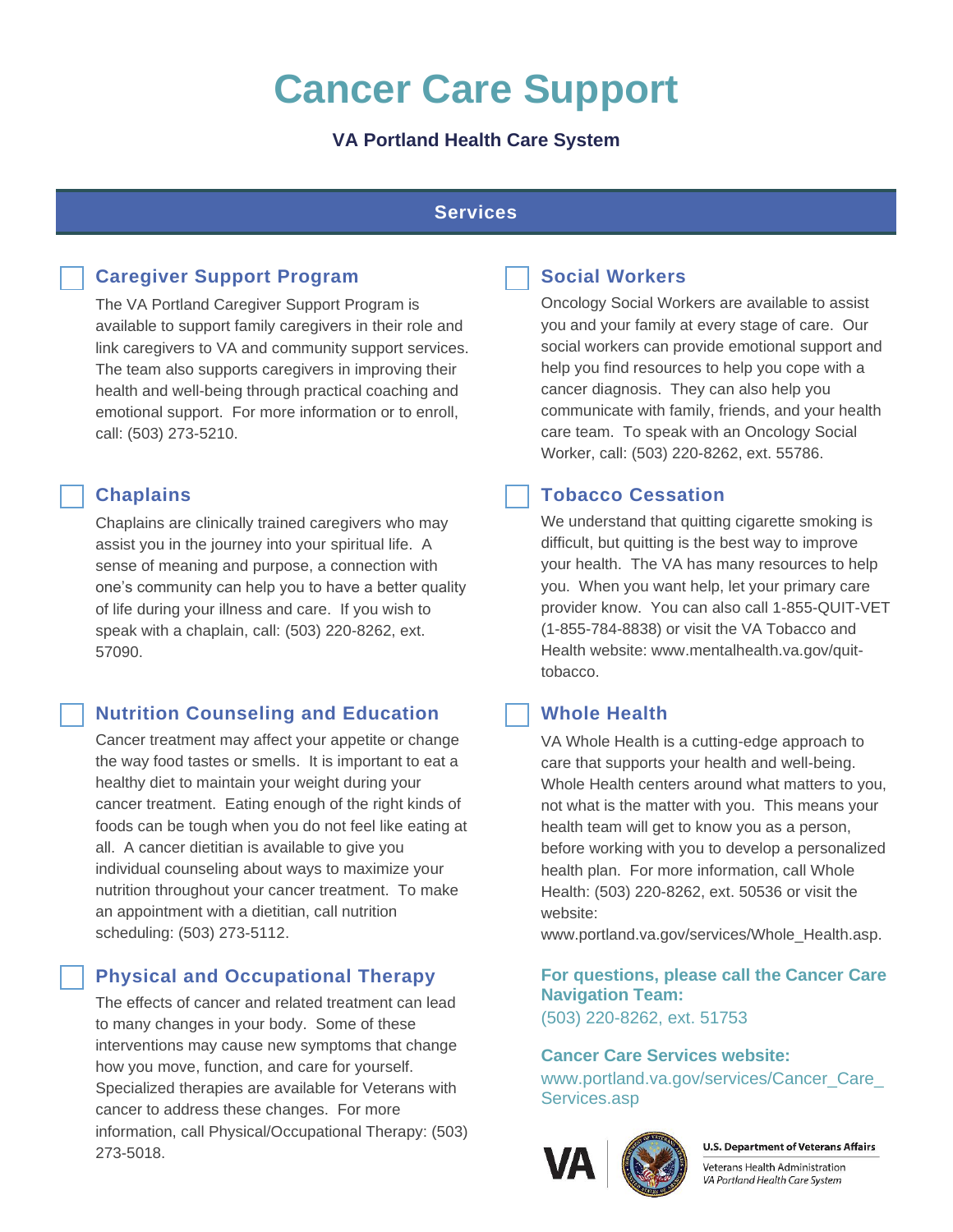# Cancer Care Support

**VA Portland Health Care System**

## Services

### Caregiver Support Program

The VA Portland Caregiver Support Program is available to support family caregivers in their role and link caregivers to VA and community support services. The team also supports caregivers in improving their health and well-being through practical coaching and emotional support. For more information or to enroll, call: (503) 273-5210.

### Chaplains

Chaplains are clinically trained caregivers who may assist you in the journey into your spiritual life. A sense of meaning and purpose, a connection with one's community can help you to have a better quality of life during your illness and care. If you wish to speak with a chaplain, call: (503) 220-8262, ext. 57090.

### Nutrition Counseling and Education

Cancer treatment may affect your appetite or change the way food tastes or smells. It is important to eat a healthy diet to maintain your weight during your cancer treatment. Eating enough of the right kinds of foods can be tough when you do not feel like eating at all. A cancer dietitian is available to give you individual counseling about ways to maximize your nutrition throughout your cancer treatment. To make an appointment with a dietitian, call nutrition scheduling: (503) 273-5112.

### Physical and Occupational Therapy

The effects of cancer and related treatment can lead to many changes in your body. Some of these interventions may cause new symptoms that change how you move, function, and care for yourself. Specialized therapies are available for Veterans with cancer to address these changes. For more information, call Physical/Occupational Therapy: (503) 273-5018.

### Social Workers

Oncology Social Workers are available to assist you and your family at every stage of care. Our social workers can provide emotional support and help you find resources to help you cope with a cancer diagnosis. They can also help you communicate with family, friends, and your health care team. To speak with an Oncology Social Worker, call: (503) 220-8262, ext. 55786.

### Tobacco Cessation

We understand that quitting cigarette smoking is difficult, but quitting is the best way to improve your health. The VA has many resources to help you. When you want help, let your primary care provider know. You can also call 1-855-QUIT-VET (1-855-784-8838) or visit the VA Tobacco and Health website: www.mentalhealth.va.gov/quit-tobacco.

### Whole Health

VA Whole Health is a cutting-edge approach to care that supports your health and well-being. Whole Health centers around what matters to you, not what is the matter with you. This means your health team will get to know you as a person, before working with you to develop a personalized health plan. For more information, call Whole Health: (503) 220-8262, ext. 50536 or visit the website: www.portland.va.gov/services/Whole_Health.asp.

**For questions, please call the Cancer Care Navigation Team:**
(503) 220-8262, ext. 51753

**Cancer Care Services website:**
www.portland.va.gov/services/Cancer_Care_Services.asp

U.S. Department of Veterans Affairs
Veterans Health Administration
*VA Portland Health Care System*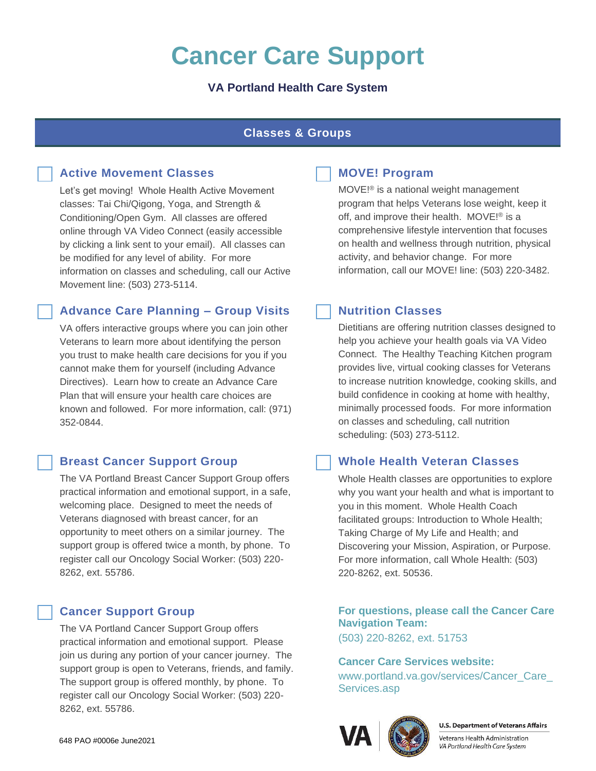# Cancer Care Support

**VA Portland Health Care System**

## Classes & Groups

### Active Movement Classes

Let's get moving! Whole Health Active Movement classes: Tai Chi/Qigong, Yoga, and Strength & Conditioning/Open Gym. All classes are offered online through VA Video Connect (easily accessible by clicking a link sent to your email). All classes can be modified for any level of ability. For more information on classes and scheduling, call our Active Movement line: (503) 273-5114.

### Advance Care Planning – Group Visits

VA offers interactive groups where you can join other Veterans to learn more about identifying the person you trust to make health care decisions for you if you cannot make them for yourself (including Advance Directives). Learn how to create an Advance Care Plan that will ensure your health care choices are known and followed. For more information, call: (971) 352-0844.

### Breast Cancer Support Group

The VA Portland Breast Cancer Support Group offers practical information and emotional support, in a safe, welcoming place. Designed to meet the needs of Veterans diagnosed with breast cancer, for an opportunity to meet others on a similar journey. The support group is offered twice a month, by phone. To register call our Oncology Social Worker: (503) 220-8262, ext. 55786.

### Cancer Support Group

The VA Portland Cancer Support Group offers practical information and emotional support. Please join us during any portion of your cancer journey. The support group is open to Veterans, friends, and family. The support group is offered monthly, by phone. To register call our Oncology Social Worker: (503) 220-8262, ext. 55786.

### MOVE! Program

MOVE!® is a national weight management program that helps Veterans lose weight, keep it off, and improve their health. MOVE!® is a comprehensive lifestyle intervention that focuses on health and wellness through nutrition, physical activity, and behavior change. For more information, call our MOVE! line: (503) 220-3482.

### Nutrition Classes

Dietitians are offering nutrition classes designed to help you achieve your health goals via VA Video Connect. The Healthy Teaching Kitchen program provides live, virtual cooking classes for Veterans to increase nutrition knowledge, cooking skills, and build confidence in cooking at home with healthy, minimally processed foods. For more information on classes and scheduling, call nutrition scheduling: (503) 273-5112.

### Whole Health Veteran Classes

Whole Health classes are opportunities to explore why you want your health and what is important to you in this moment. Whole Health Coach facilitated groups: Introduction to Whole Health; Taking Charge of My Life and Health; and Discovering your Mission, Aspiration, or Purpose. For more information, call Whole Health: (503) 220-8262, ext. 50536.

**For questions, please call the Cancer Care Navigation Team:**
(503) 220-8262, ext. 51753

**Cancer Care Services website:**
www.portland.va.gov/services/Cancer_Care_Services.asp

**U.S. Department of Veterans Affairs**
Veterans Health Administration
*VA Portland Health Care System*

648 PAO #0006e June2021